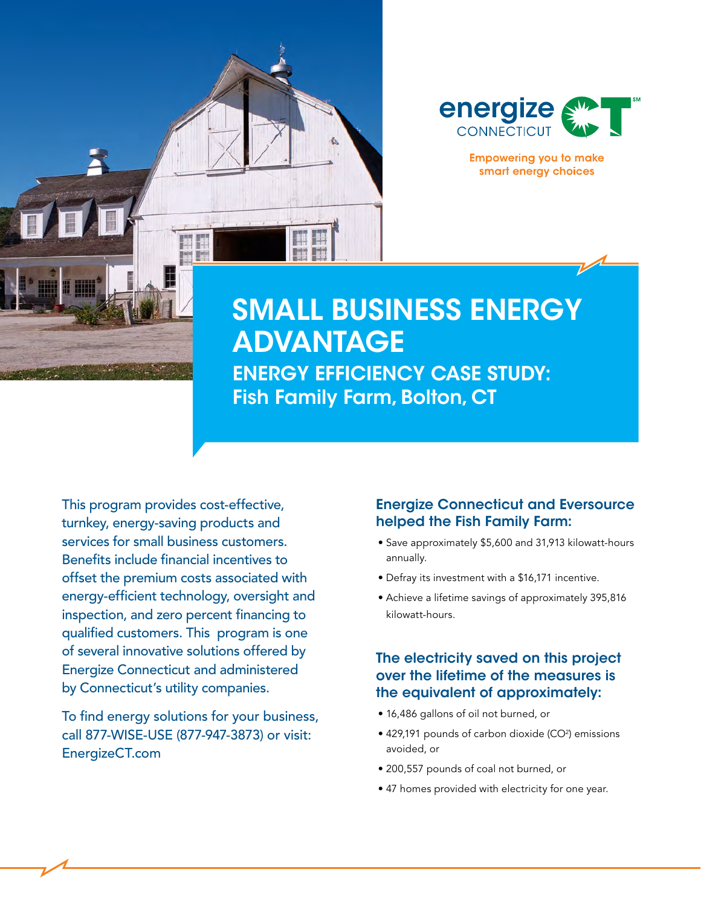energize CONNECTICUT

Empowering you to make smart energy choices

# SMALL BUSINESS ENERGY ADVANTAGE

## ENERGY EFFICIENCY CASE STUDY: Fish Family Farm, Bolton, CT

This program provides cost-effective, turnkey, energy-saving products and services for small business customers. Benefits include financial incentives to offset the premium costs associated with energy-efficient technology, oversight and inspection, and zero percent financing to qualified customers. This program is one of several innovative solutions offered by Energize Connecticut and administered by Connecticut's utility companies.

To find energy solutions for your business, call 877-WISE-USE (877-947-3873) or visit: EnergizeCT.com

### Energize Connecticut and Eversource helped the Fish Family Farm:

- Save approximately $5,600 and 31,913 kilowatt-hours annually.
- Defray its investment with a $16,171 incentive.
- Achieve a lifetime savings of approximately 395,816 kilowatt-hours.

### The electricity saved on this project over the lifetime of the measures is the equivalent of approximately:

- 16,486 gallons of oil not burned, or
- 429,191 pounds of carbon dioxide ($CO^2$) emissions avoided, or
- 200,557 pounds of coal not burned, or
- 47 homes provided with electricity for one year.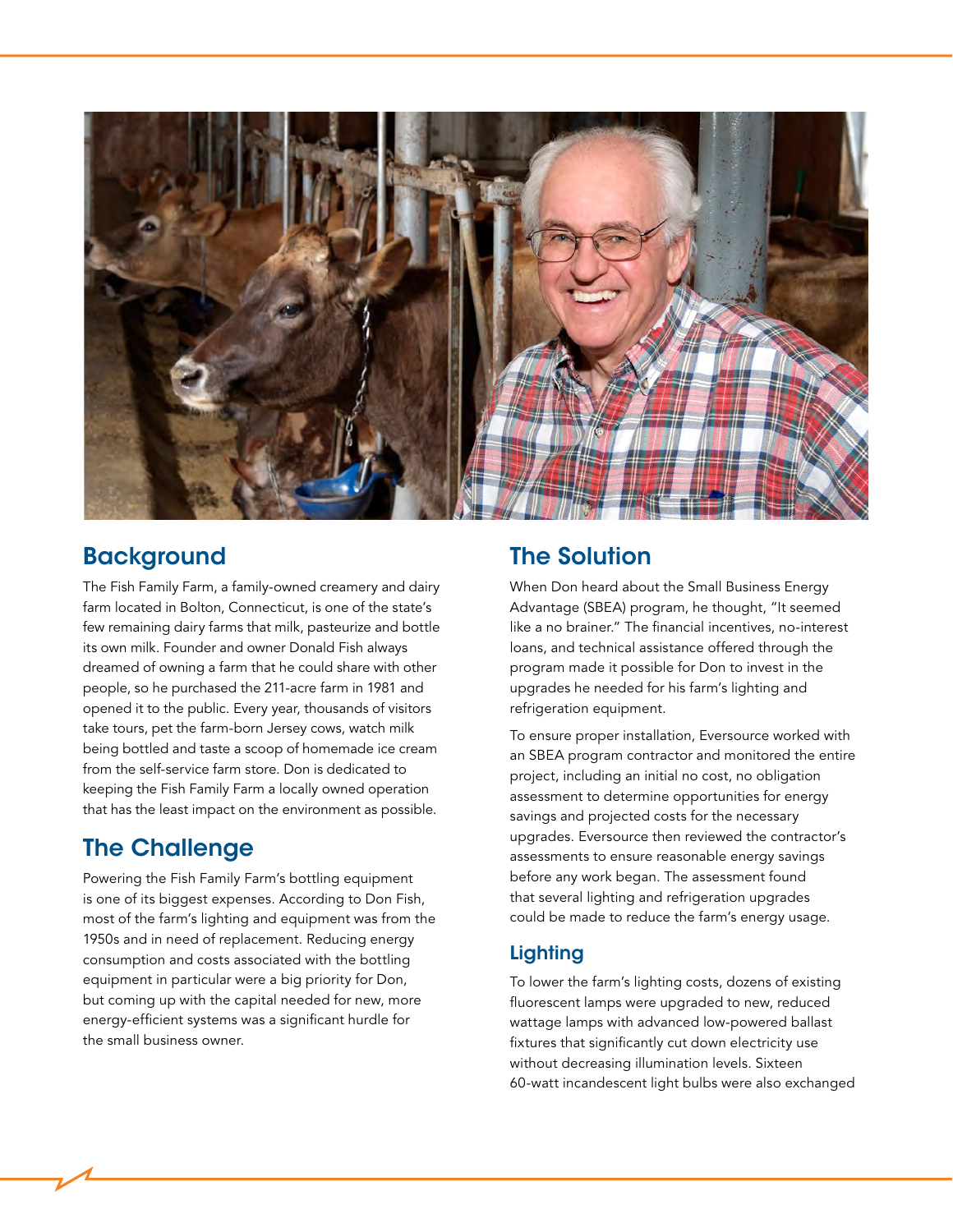## Background

The Fish Family Farm, a family-owned creamery and dairy farm located in Bolton, Connecticut, is one of the state's few remaining dairy farms that milk, pasteurize and bottle its own milk. Founder and owner Donald Fish always dreamed of owning a farm that he could share with other people, so he purchased the 211-acre farm in 1981 and opened it to the public. Every year, thousands of visitors take tours, pet the farm-born Jersey cows, watch milk being bottled and taste a scoop of homemade ice cream from the self-service farm store. Don is dedicated to keeping the Fish Family Farm a locally owned operation that has the least impact on the environment as possible.

## The Challenge

Powering the Fish Family Farm's bottling equipment is one of its biggest expenses. According to Don Fish, most of the farm's lighting and equipment was from the 1950s and in need of replacement. Reducing energy consumption and costs associated with the bottling equipment in particular were a big priority for Don, but coming up with the capital needed for new, more energy-efficient systems was a significant hurdle for the small business owner.

## The Solution

When Don heard about the Small Business Energy Advantage (SBEA) program, he thought, "It seemed like a no brainer." The financial incentives, no-interest loans, and technical assistance offered through the program made it possible for Don to invest in the upgrades he needed for his farm's lighting and refrigeration equipment.

To ensure proper installation, Eversource worked with an SBEA program contractor and monitored the entire project, including an initial no cost, no obligation assessment to determine opportunities for energy savings and projected costs for the necessary upgrades. Eversource then reviewed the contractor's assessments to ensure reasonable energy savings before any work began. The assessment found that several lighting and refrigeration upgrades could be made to reduce the farm's energy usage.

### Lighting

To lower the farm's lighting costs, dozens of existing fluorescent lamps were upgraded to new, reduced wattage lamps with advanced low-powered ballast fixtures that significantly cut down electricity use without decreasing illumination levels. Sixteen 60-watt incandescent light bulbs were also exchanged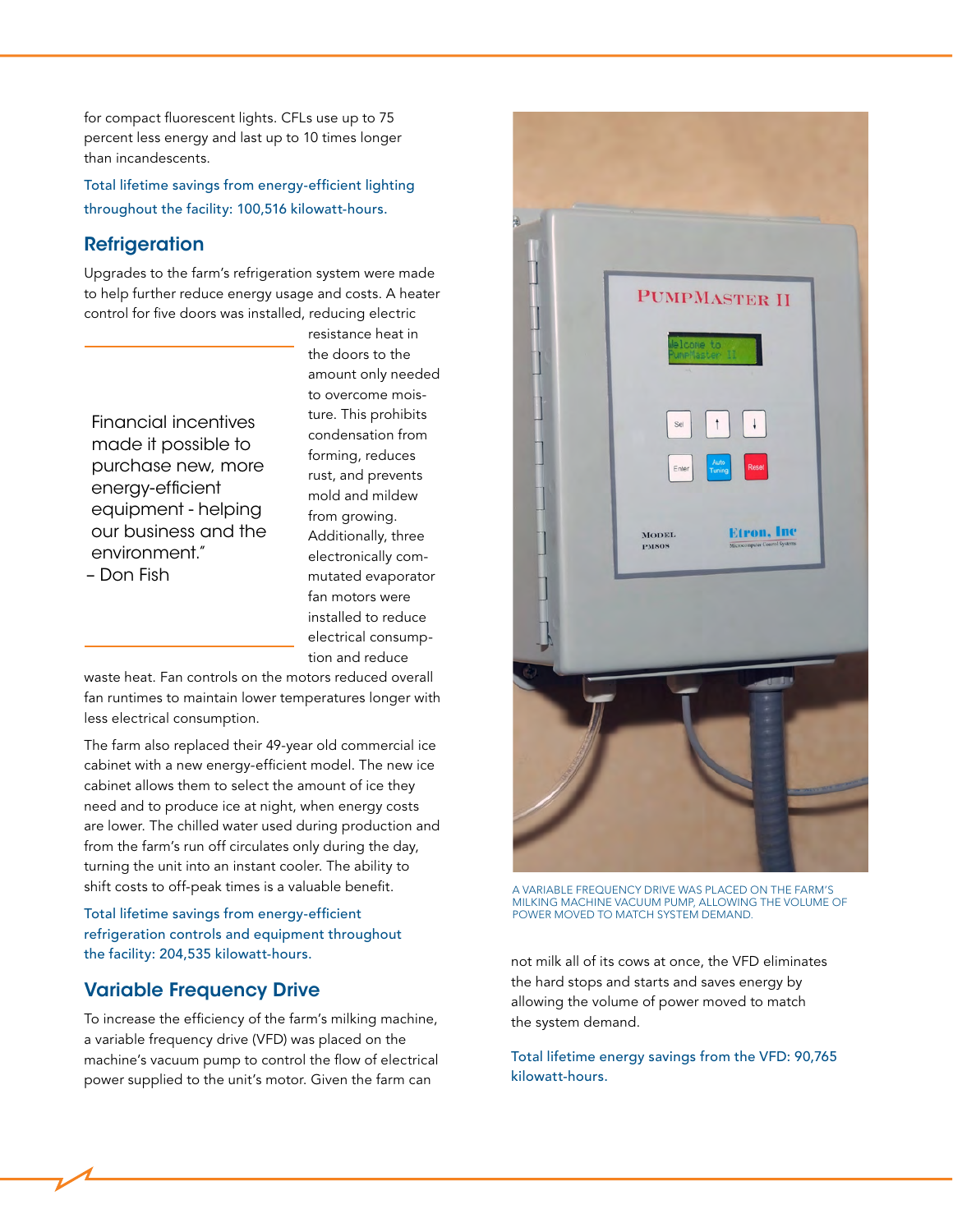for compact fluorescent lights. CFLs use up to 75 percent less energy and last up to 10 times longer than incandescents.

Total lifetime savings from energy-efficient lighting throughout the facility: 100,516 kilowatt-hours.

## Refrigeration

Upgrades to the farm's refrigeration system were made to help further reduce energy usage and costs. A heater control for five doors was installed, reducing electric resistance heat in the doors to the amount only needed to overcome moisture. This prohibits condensation from forming, reduces rust, and prevents mold and mildew from growing. Additionally, three electronically commutated evaporator fan motors were installed to reduce electrical consumption and reduce waste heat. Fan controls on the motors reduced overall fan runtimes to maintain lower temperatures longer with less electrical consumption.

> Financial incentives made it possible to purchase new, more energy-efficient equipment - helping our business and the environment."
> – Don Fish

The farm also replaced their 49-year old commercial ice cabinet with a new energy-efficient model. The new ice cabinet allows them to select the amount of ice they need and to produce ice at night, when energy costs are lower. The chilled water used during production and from the farm's run off circulates only during the day, turning the unit into an instant cooler. The ability to shift costs to off-peak times is a valuable benefit.

Total lifetime savings from energy-efficient refrigeration controls and equipment throughout the facility: 204,535 kilowatt-hours.

## Variable Frequency Drive

To increase the efficiency of the farm's milking machine, a variable frequency drive (VFD) was placed on the machine's vacuum pump to control the flow of electrical power supplied to the unit's motor. Given the farm can not milk all of its cows at once, the VFD eliminates the hard stops and starts and saves energy by allowing the volume of power moved to match the system demand.

Total lifetime energy savings from the VFD: 90,765 kilowatt-hours.

A VARIABLE FREQUENCY DRIVE WAS PLACED ON THE FARM'S MILKING MACHINE VACUUM PUMP, ALLOWING THE VOLUME OF POWER MOVED TO MATCH SYSTEM DEMAND.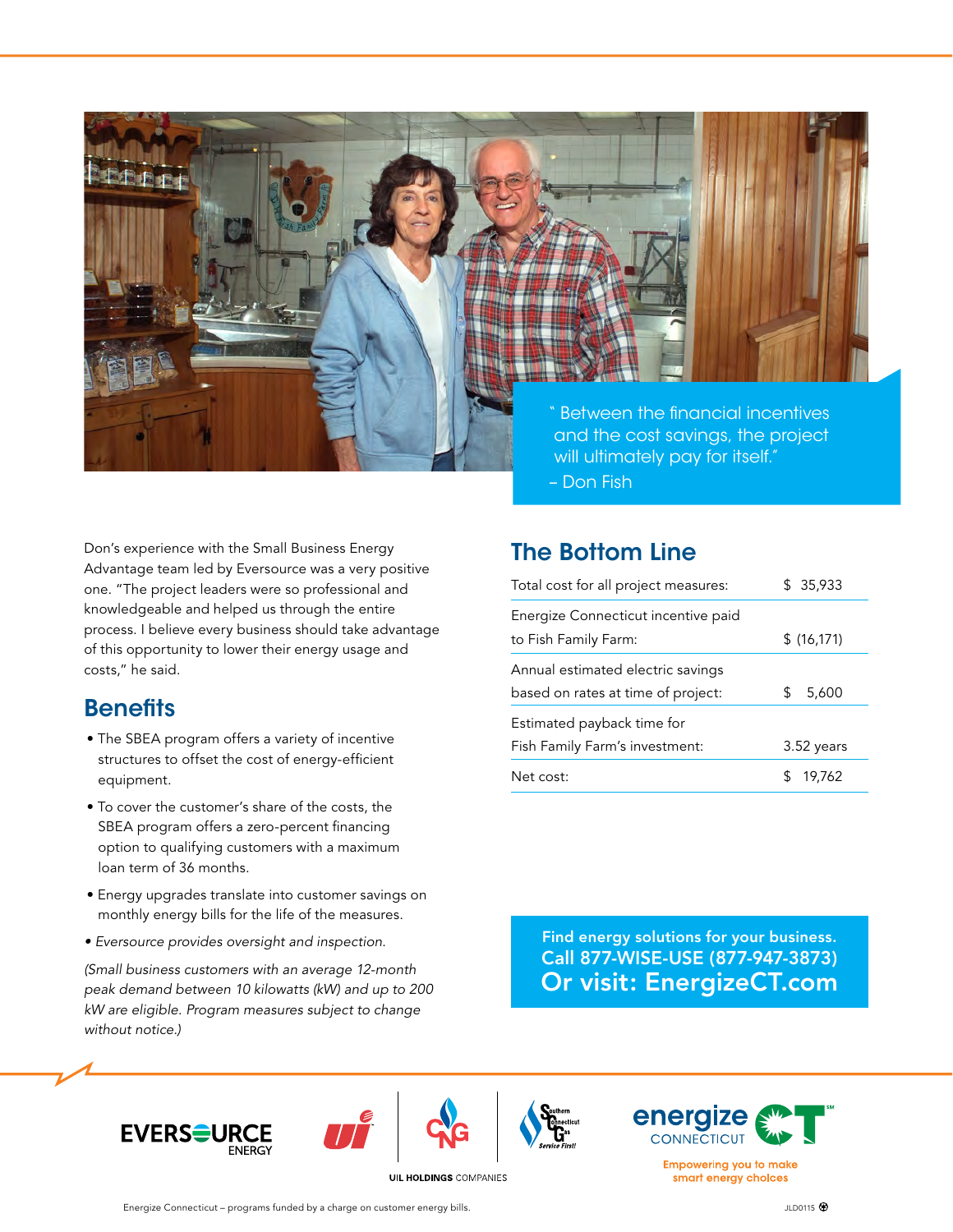> " Between the financial incentives and the cost savings, the project will ultimately pay for itself."
> – Don Fish

Don's experience with the Small Business Energy Advantage team led by Eversource was a very positive one. "The project leaders were so professional and knowledgeable and helped us through the entire process. I believe every business should take advantage of this opportunity to lower their energy usage and costs," he said.

## Benefits

- The SBEA program offers a variety of incentive structures to offset the cost of energy-efficient equipment.
- To cover the customer's share of the costs, the SBEA program offers a zero-percent financing option to qualifying customers with a maximum loan term of 36 months.
- Energy upgrades translate into customer savings on monthly energy bills for the life of the measures.
- *Eversource provides oversight and inspection.*

*(Small business customers with an average 12-month peak demand between 10 kilowatts (kW) and up to 200 kW are eligible. Program measures subject to change without notice.)*

## The Bottom Line

| | |
|---|---|
| Total cost for all project measures: | $ 35,933 |
| Energize Connecticut incentive paid to Fish Family Farm: | $ (16,171) |
| Annual estimated electric savings based on rates at time of project: | $ 5,600 |
| Estimated payback time for Fish Family Farm's investment: | 3.52 years |
| Net cost: | $ 19,762 |

**Find energy solutions for your business.**
**Call 877-WISE-USE (877-947-3873)**
**Or visit: EnergizeCT.com**

EVERSOURCE ENERGY

UIL HOLDINGS COMPANIES

energize CONNECTICUT CT[SM]

Empowering you to make smart energy choices

Energize Connecticut – programs funded by a charge on customer energy bills.

JLD0115